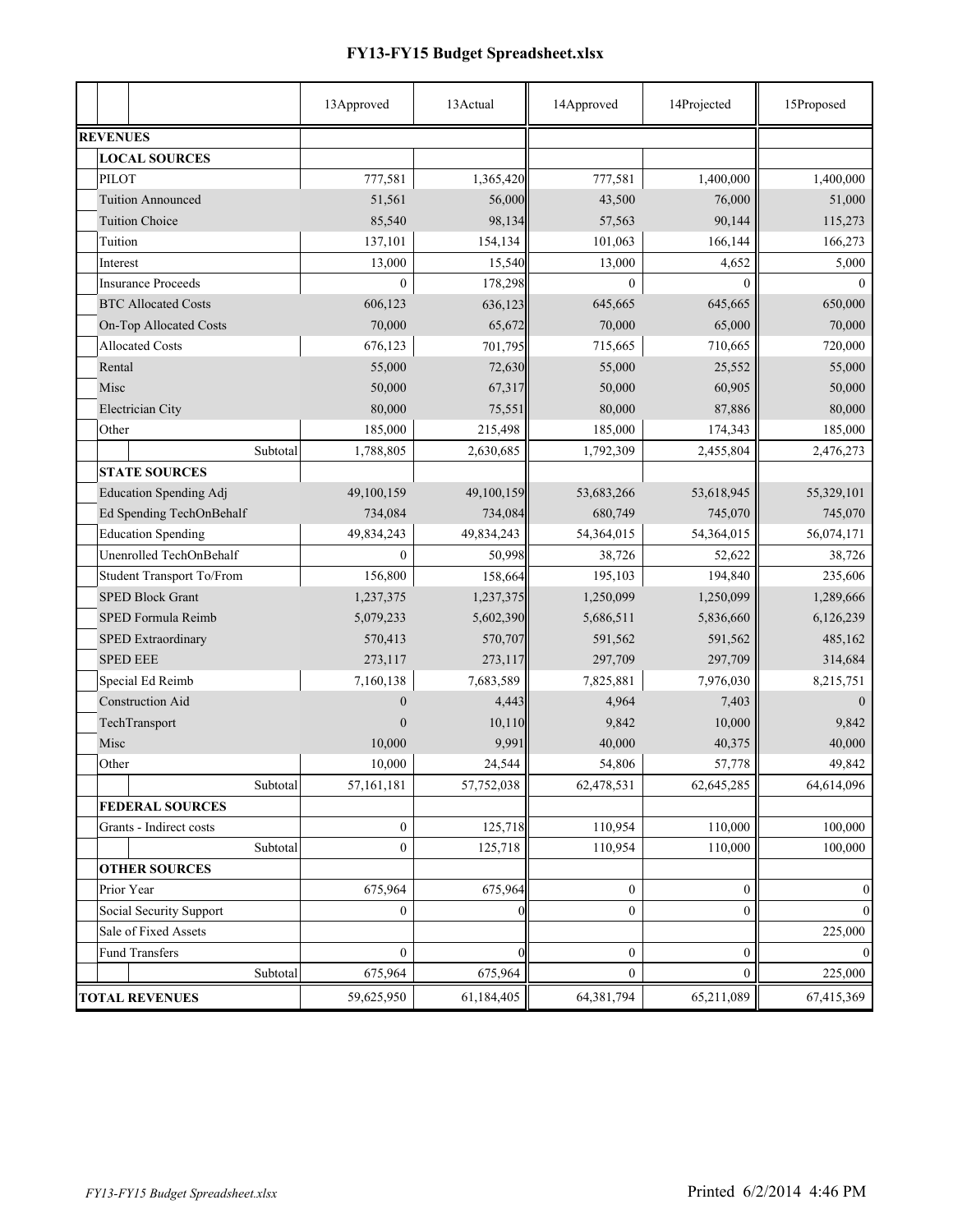# FY13-FY15 Budget Spreadsheet.xlsx

| | 13Approved | 13Actual | 14Approved | 14Projected | 15Proposed |
|---|---|---|---|---|---|
| **REVENUES** | | | | | |
| **LOCAL SOURCES** | | | | | |
| PILOT | 777,581 | 1,365,420 | 777,581 | 1,400,000 | 1,400,000 |
| Tuition Announced | 51,561 | 56,000 | 43,500 | 76,000 | 51,000 |
| Tuition Choice | 85,540 | 98,134 | 57,563 | 90,144 | 115,273 |
| Tuition | 137,101 | 154,134 | 101,063 | 166,144 | 166,273 |
| Interest | 13,000 | 15,540 | 13,000 | 4,652 | 5,000 |
| Insurance Proceeds | 0 | 178,298 | 0 | 0 | 0 |
| BTC Allocated Costs | 606,123 | 636,123 | 645,665 | 645,665 | 650,000 |
| On-Top Allocated Costs | 70,000 | 65,672 | 70,000 | 65,000 | 70,000 |
| Allocated Costs | 676,123 | 701,795 | 715,665 | 710,665 | 720,000 |
| Rental | 55,000 | 72,630 | 55,000 | 25,552 | 55,000 |
| Misc | 50,000 | 67,317 | 50,000 | 60,905 | 50,000 |
| Electrician City | 80,000 | 75,551 | 80,000 | 87,886 | 80,000 |
| Other | 185,000 | 215,498 | 185,000 | 174,343 | 185,000 |
| Subtotal | 1,788,805 | 2,630,685 | 1,792,309 | 2,455,804 | 2,476,273 |
| **STATE SOURCES** | | | | | |
| Education Spending Adj | 49,100,159 | 49,100,159 | 53,683,266 | 53,618,945 | 55,329,101 |
| Ed Spending TechOnBehalf | 734,084 | 734,084 | 680,749 | 745,070 | 745,070 |
| Education Spending | 49,834,243 | 49,834,243 | 54,364,015 | 54,364,015 | 56,074,171 |
| Unenrolled TechOnBehalf | 0 | 50,998 | 38,726 | 52,622 | 38,726 |
| Student Transport To/From | 156,800 | 158,664 | 195,103 | 194,840 | 235,606 |
| SPED Block Grant | 1,237,375 | 1,237,375 | 1,250,099 | 1,250,099 | 1,289,666 |
| SPED Formula Reimb | 5,079,233 | 5,602,390 | 5,686,511 | 5,836,660 | 6,126,239 |
| SPED Extraordinary | 570,413 | 570,707 | 591,562 | 591,562 | 485,162 |
| SPED EEE | 273,117 | 273,117 | 297,709 | 297,709 | 314,684 |
| Special Ed Reimb | 7,160,138 | 7,683,589 | 7,825,881 | 7,976,030 | 8,215,751 |
| Construction Aid | 0 | 4,443 | 4,964 | 7,403 | 0 |
| TechTransport | 0 | 10,110 | 9,842 | 10,000 | 9,842 |
| Misc | 10,000 | 9,991 | 40,000 | 40,375 | 40,000 |
| Other | 10,000 | 24,544 | 54,806 | 57,778 | 49,842 |
| Subtotal | 57,161,181 | 57,752,038 | 62,478,531 | 62,645,285 | 64,614,096 |
| **FEDERAL SOURCES** | | | | | |
| Grants - Indirect costs | 0 | 125,718 | 110,954 | 110,000 | 100,000 |
| Subtotal | 0 | 125,718 | 110,954 | 110,000 | 100,000 |
| **OTHER SOURCES** | | | | | |
| Prior Year | 675,964 | 675,964 | 0 | 0 | 0 |
| Social Security Support | 0 | 0 | 0 | 0 | 0 |
| Sale of Fixed Assets | | | | | 225,000 |
| Fund Transfers | 0 | 0 | 0 | 0 | 0 |
| Subtotal | 675,964 | 675,964 | 0 | 0 | 225,000 |
| **TOTAL REVENUES** | 59,625,950 | 61,184,405 | 64,381,794 | 65,211,089 | 67,415,369 |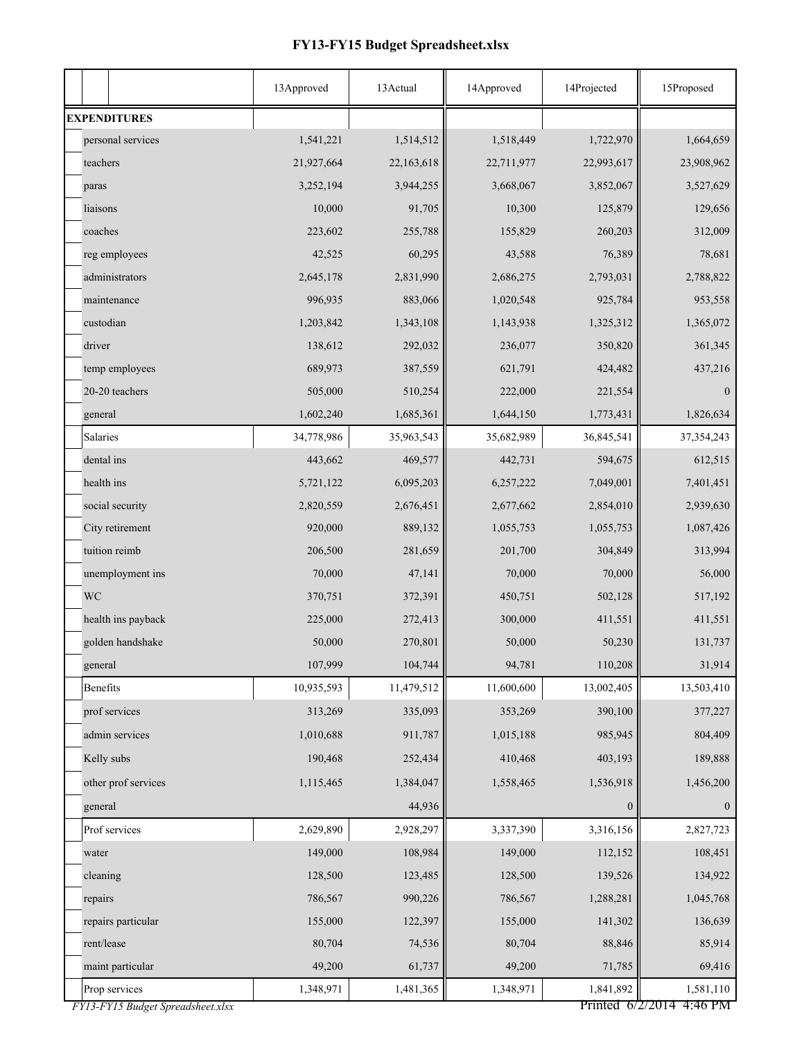# FY13-FY15 Budget Spreadsheet.xlsx

| | 13Approved | 13Actual | 14Approved | 14Projected | 15Proposed |
|---|---|---|---|---|---|
| **EXPENDITURES** | | | | | |
| personal services | 1,541,221 | 1,514,512 | 1,518,449 | 1,722,970 | 1,664,659 |
| teachers | 21,927,664 | 22,163,618 | 22,711,977 | 22,993,617 | 23,908,962 |
| paras | 3,252,194 | 3,944,255 | 3,668,067 | 3,852,067 | 3,527,629 |
| liaisons | 10,000 | 91,705 | 10,300 | 125,879 | 129,656 |
| coaches | 223,602 | 255,788 | 155,829 | 260,203 | 312,009 |
| reg employees | 42,525 | 60,295 | 43,588 | 76,389 | 78,681 |
| administrators | 2,645,178 | 2,831,990 | 2,686,275 | 2,793,031 | 2,788,822 |
| maintenance | 996,935 | 883,066 | 1,020,548 | 925,784 | 953,558 |
| custodian | 1,203,842 | 1,343,108 | 1,143,938 | 1,325,312 | 1,365,072 |
| driver | 138,612 | 292,032 | 236,077 | 350,820 | 361,345 |
| temp employees | 689,973 | 387,559 | 621,791 | 424,482 | 437,216 |
| 20-20 teachers | 505,000 | 510,254 | 222,000 | 221,554 | 0 |
| general | 1,602,240 | 1,685,361 | 1,644,150 | 1,773,431 | 1,826,634 |
| Salaries | 34,778,986 | 35,963,543 | 35,682,989 | 36,845,541 | 37,354,243 |
| dental ins | 443,662 | 469,577 | 442,731 | 594,675 | 612,515 |
| health ins | 5,721,122 | 6,095,203 | 6,257,222 | 7,049,001 | 7,401,451 |
| social security | 2,820,559 | 2,676,451 | 2,677,662 | 2,854,010 | 2,939,630 |
| City retirement | 920,000 | 889,132 | 1,055,753 | 1,055,753 | 1,087,426 |
| tuition reimb | 206,500 | 281,659 | 201,700 | 304,849 | 313,994 |
| unemployment ins | 70,000 | 47,141 | 70,000 | 70,000 | 56,000 |
| WC | 370,751 | 372,391 | 450,751 | 502,128 | 517,192 |
| health ins payback | 225,000 | 272,413 | 300,000 | 411,551 | 411,551 |
| golden handshake | 50,000 | 270,801 | 50,000 | 50,230 | 131,737 |
| general | 107,999 | 104,744 | 94,781 | 110,208 | 31,914 |
| Benefits | 10,935,593 | 11,479,512 | 11,600,600 | 13,002,405 | 13,503,410 |
| prof services | 313,269 | 335,093 | 353,269 | 390,100 | 377,227 |
| admin services | 1,010,688 | 911,787 | 1,015,188 | 985,945 | 804,409 |
| Kelly subs | 190,468 | 252,434 | 410,468 | 403,193 | 189,888 |
| other prof services | 1,115,465 | 1,384,047 | 1,558,465 | 1,536,918 | 1,456,200 |
| general | | 44,936 | | 0 | 0 |
| Prof services | 2,629,890 | 2,928,297 | 3,337,390 | 3,316,156 | 2,827,723 |
| water | 149,000 | 108,984 | 149,000 | 112,152 | 108,451 |
| cleaning | 128,500 | 123,485 | 128,500 | 139,526 | 134,922 |
| repairs | 786,567 | 990,226 | 786,567 | 1,288,281 | 1,045,768 |
| repairs particular | 155,000 | 122,397 | 155,000 | 141,302 | 136,639 |
| rent/lease | 80,704 | 74,536 | 80,704 | 88,846 | 85,914 |
| maint particular | 49,200 | 61,737 | 49,200 | 71,785 | 69,416 |
| Prop services | 1,348,971 | 1,481,365 | 1,348,971 | 1,841,892 | 1,581,110 |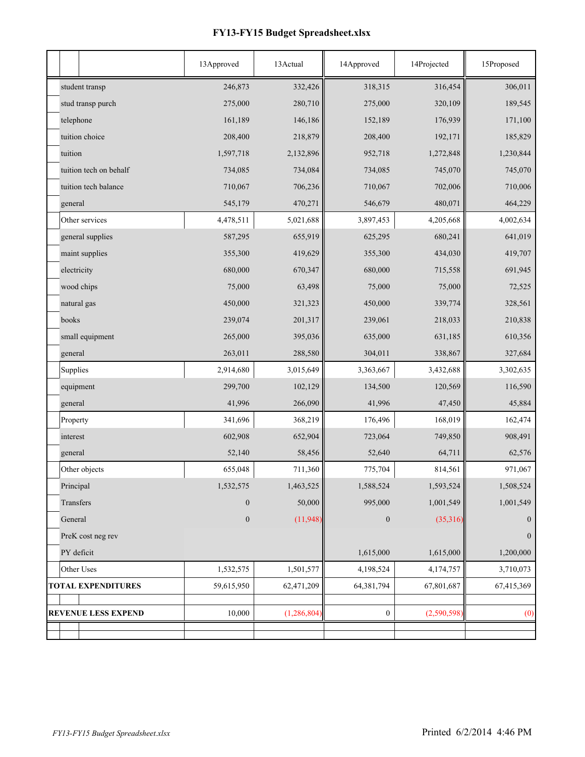# FY13-FY15 Budget Spreadsheet.xlsx

| | 13Approved | 13Actual | 14Approved | 14Projected | 15Proposed |
|---|---|---|---|---|---|
| student transp | 246,873 | 332,426 | 318,315 | 316,454 | 306,011 |
| stud transp purch | 275,000 | 280,710 | 275,000 | 320,109 | 189,545 |
| telephone | 161,189 | 146,186 | 152,189 | 176,939 | 171,100 |
| tuition choice | 208,400 | 218,879 | 208,400 | 192,171 | 185,829 |
| tuition | 1,597,718 | 2,132,896 | 952,718 | 1,272,848 | 1,230,844 |
| tuition tech on behalf | 734,085 | 734,084 | 734,085 | 745,070 | 745,070 |
| tuition tech balance | 710,067 | 706,236 | 710,067 | 702,006 | 710,006 |
| general | 545,179 | 470,271 | 546,679 | 480,071 | 464,229 |
| Other services | 4,478,511 | 5,021,688 | 3,897,453 | 4,205,668 | 4,002,634 |
| general supplies | 587,295 | 655,919 | 625,295 | 680,241 | 641,019 |
| maint supplies | 355,300 | 419,629 | 355,300 | 434,030 | 419,707 |
| electricity | 680,000 | 670,347 | 680,000 | 715,558 | 691,945 |
| wood chips | 75,000 | 63,498 | 75,000 | 75,000 | 72,525 |
| natural gas | 450,000 | 321,323 | 450,000 | 339,774 | 328,561 |
| books | 239,074 | 201,317 | 239,061 | 218,033 | 210,838 |
| small equipment | 265,000 | 395,036 | 635,000 | 631,185 | 610,356 |
| general | 263,011 | 288,580 | 304,011 | 338,867 | 327,684 |
| Supplies | 2,914,680 | 3,015,649 | 3,363,667 | 3,432,688 | 3,302,635 |
| equipment | 299,700 | 102,129 | 134,500 | 120,569 | 116,590 |
| general | 41,996 | 266,090 | 41,996 | 47,450 | 45,884 |
| Property | 341,696 | 368,219 | 176,496 | 168,019 | 162,474 |
| interest | 602,908 | 652,904 | 723,064 | 749,850 | 908,491 |
| general | 52,140 | 58,456 | 52,640 | 64,711 | 62,576 |
| Other objects | 655,048 | 711,360 | 775,704 | 814,561 | 971,067 |
| Principal | 1,532,575 | 1,463,525 | 1,588,524 | 1,593,524 | 1,508,524 |
| Transfers | 0 | 50,000 | 995,000 | 1,001,549 | 1,001,549 |
| General | 0 | (11,948) | 0 | (35,316) | 0 |
| PreK cost neg rev | | | | | 0 |
| PY deficit | | | 1,615,000 | 1,615,000 | 1,200,000 |
| Other Uses | 1,532,575 | 1,501,577 | 4,198,524 | 4,174,757 | 3,710,073 |
| **TOTAL EXPENDITURES** | 59,615,950 | 62,471,209 | 64,381,794 | 67,801,687 | 67,415,369 |
| | | | | | |
| **REVENUE LESS EXPEND** | 10,000 | (1,286,804) | 0 | (2,590,598) | (0) |